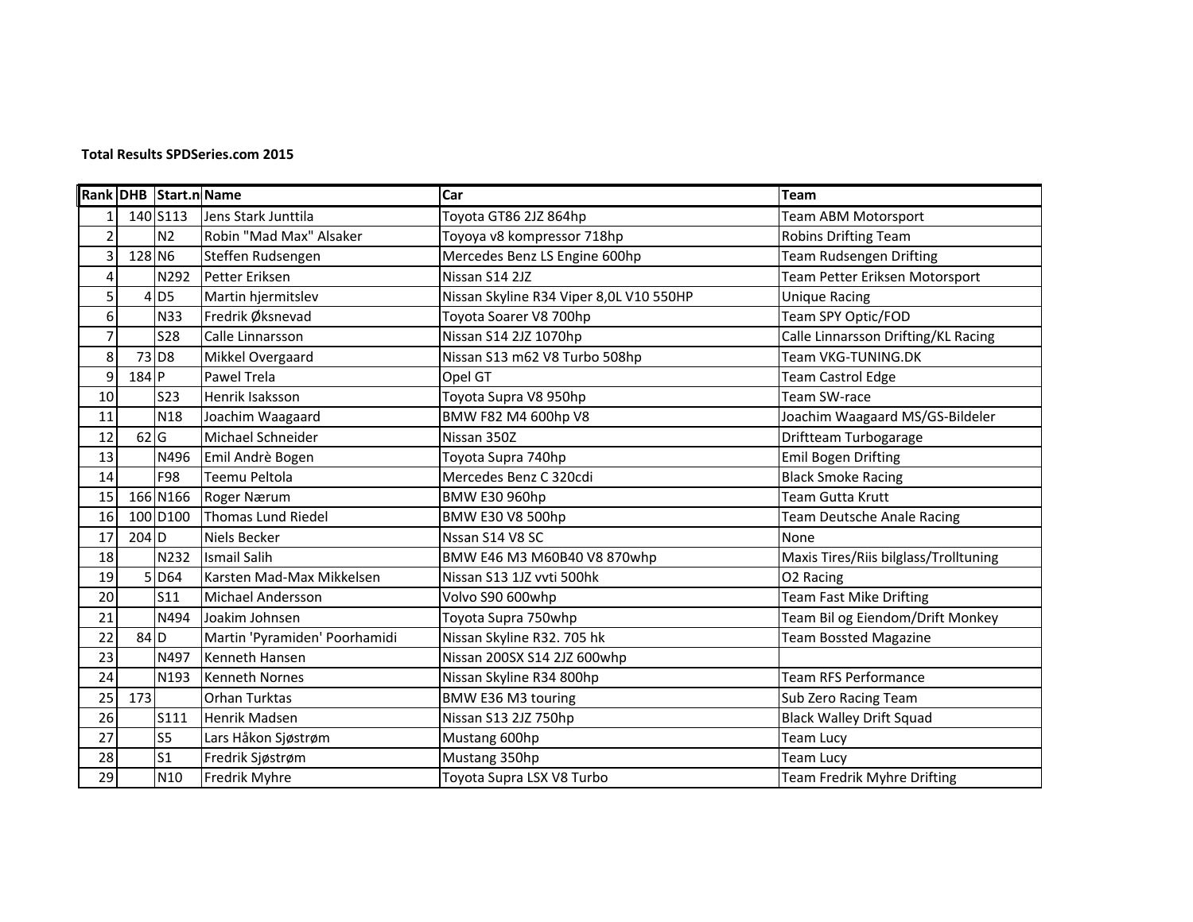**Total Results SPDSeries.com 2015**

| Rank | DHB | Start.n | Name | Car | Team |
|---|---|---|---|---|---|
| 1 | 140 | S113 | Jens Stark Junttila | Toyota GT86 2JZ 864hp | Team ABM Motorsport |
| 2 | | N2 | Robin "Mad Max" Alsaker | Toyoya v8 kompressor 718hp | Robins Drifting Team |
| 3 | 128 | N6 | Steffen Rudsengen | Mercedes Benz LS Engine 600hp | Team Rudsengen Drifting |
| 4 | | N292 | Petter Eriksen | Nissan S14 2JZ | Team Petter Eriksen Motorsport |
| 5 | 4 | D5 | Martin hjermitslev | Nissan Skyline R34 Viper 8,0L V10 550HP | Unique Racing |
| 6 | | N33 | Fredrik Øksnevad | Toyota Soarer V8 700hp | Team SPY Optic/FOD |
| 7 | | S28 | Calle Linnarsson | Nissan S14 2JZ 1070hp | Calle Linnarsson Drifting/KL Racing |
| 8 | 73 | D8 | Mikkel Overgaard | Nissan S13 m62 V8 Turbo 508hp | Team VKG-TUNING.DK |
| 9 | 184 | P | Pawel Trela | Opel GT | Team Castrol Edge |
| 10 | | S23 | Henrik Isaksson | Toyota Supra V8 950hp | Team SW-race |
| 11 | | N18 | Joachim Waagaard | BMW F82 M4 600hp V8 | Joachim Waagaard MS/GS-Bildeler |
| 12 | 62 | G | Michael Schneider | Nissan 350Z | Driftteam Turbogarage |
| 13 | | N496 | Emil Andrè Bogen | Toyota Supra 740hp | Emil Bogen Drifting |
| 14 | | F98 | Teemu Peltola | Mercedes Benz C 320cdi | Black Smoke Racing |
| 15 | 166 | N166 | Roger Nærum | BMW E30 960hp | Team Gutta Krutt |
| 16 | 100 | D100 | Thomas Lund Riedel | BMW E30 V8 500hp | Team Deutsche Anale Racing |
| 17 | 204 | D | Niels Becker | Nssan S14 V8 SC | None |
| 18 | | N232 | Ismail Salih | BMW E46 M3 M60B40 V8 870whp | Maxis Tires/Riis bilglass/Trolltuning |
| 19 | 5 | D64 | Karsten Mad-Max Mikkelsen | Nissan S13 1JZ vvti 500hk | O2 Racing |
| 20 | | S11 | Michael Andersson | Volvo S90 600whp | Team Fast Mike Drifting |
| 21 | | N494 | Joakim Johnsen | Toyota Supra 750whp | Team Bil og Eiendom/Drift Monkey |
| 22 | 84 | D | Martin 'Pyramiden' Poorhamidi | Nissan Skyline R32. 705 hk | Team Bossted Magazine |
| 23 | | N497 | Kenneth Hansen | Nissan 200SX S14 2JZ 600whp | |
| 24 | | N193 | Kenneth Nornes | Nissan Skyline R34 800hp | Team RFS Performance |
| 25 | 173 | | Orhan Turktas | BMW E36 M3 touring | Sub Zero Racing Team |
| 26 | | S111 | Henrik Madsen | Nissan S13 2JZ 750hp | Black Walley Drift Squad |
| 27 | | S5 | Lars Håkon Sjøstrøm | Mustang 600hp | Team Lucy |
| 28 | | S1 | Fredrik Sjøstrøm | Mustang 350hp | Team Lucy |
| 29 | | N10 | Fredrik Myhre | Toyota Supra LSX V8 Turbo | Team Fredrik Myhre Drifting |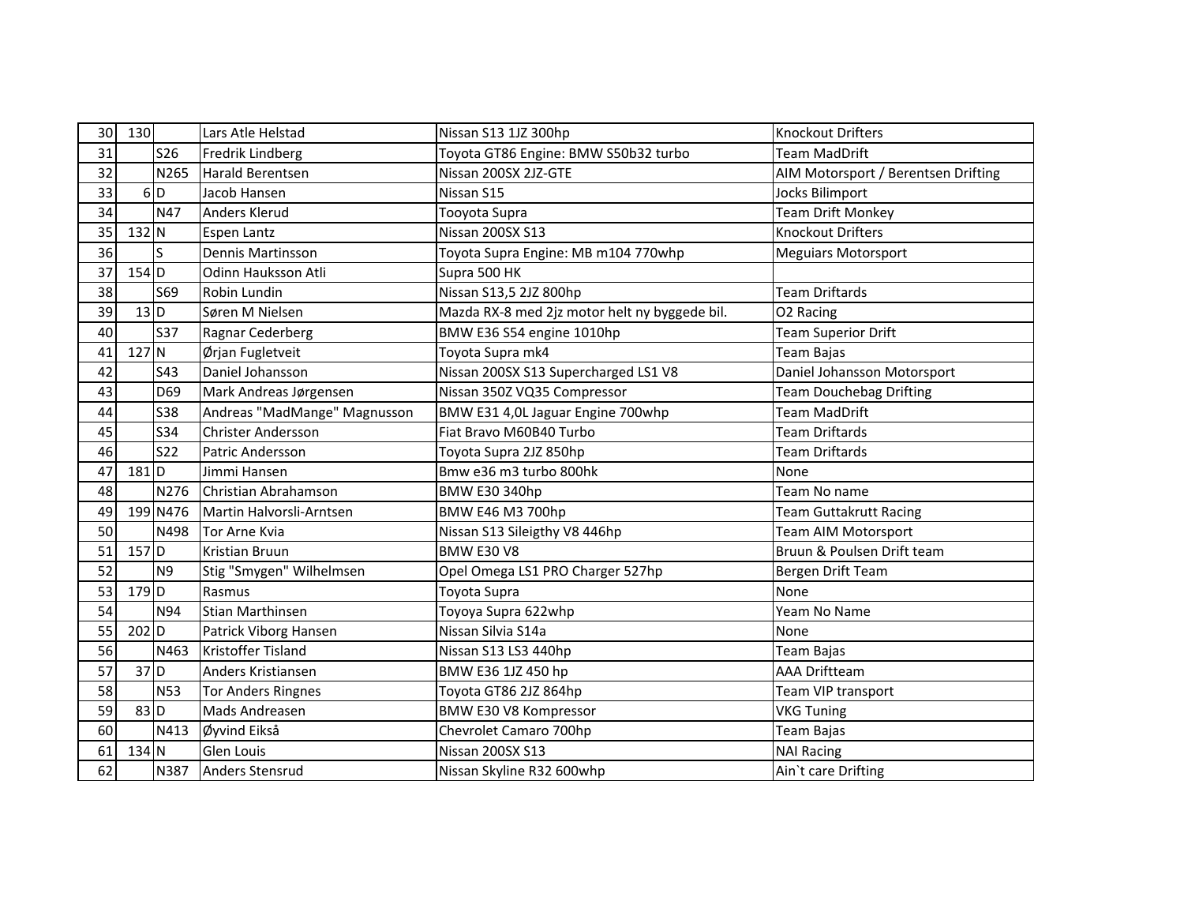| | | | | | |
|---|---|---|---|---|---|
| 30 | 130 | | Lars Atle Helstad | Nissan S13 1JZ 300hp | Knockout Drifters |
| 31 | | S26 | Fredrik Lindberg | Toyota GT86 Engine: BMW S50b32 turbo | Team MadDrift |
| 32 | | N265 | Harald Berentsen | Nissan 200SX 2JZ-GTE | AIM Motorsport / Berentsen Drifting |
| 33 | 6 | D | Jacob Hansen | Nissan S15 | Jocks Bilimport |
| 34 | | N47 | Anders Klerud | Tooyota Supra | Team Drift Monkey |
| 35 | 132 | N | Espen Lantz | Nissan 200SX S13 | Knockout Drifters |
| 36 | | S | Dennis Martinsson | Toyota Supra Engine: MB m104 770whp | Meguiars Motorsport |
| 37 | 154 | D | Odinn Hauksson Atli | Supra 500 HK | |
| 38 | | S69 | Robin Lundin | Nissan S13,5 2JZ 800hp | Team Driftards |
| 39 | 13 | D | Søren M Nielsen | Mazda RX-8 med 2jz motor helt ny byggede bil. | O2 Racing |
| 40 | | S37 | Ragnar Cederberg | BMW E36 S54 engine 1010hp | Team Superior Drift |
| 41 | 127 | N | Ørjan Fugletveit | Toyota Supra mk4 | Team Bajas |
| 42 | | S43 | Daniel Johansson | Nissan 200SX S13 Supercharged LS1 V8 | Daniel Johansson Motorsport |
| 43 | | D69 | Mark Andreas Jørgensen | Nissan 350Z VQ35 Compressor | Team Douchebag Drifting |
| 44 | | S38 | Andreas "MadMange" Magnusson | BMW E31 4,0L Jaguar Engine 700whp | Team MadDrift |
| 45 | | S34 | Christer Andersson | Fiat Bravo M60B40 Turbo | Team Driftards |
| 46 | | S22 | Patric Andersson | Toyota Supra 2JZ 850hp | Team Driftards |
| 47 | 181 | D | Jimmi Hansen | Bmw e36 m3 turbo 800hk | None |
| 48 | | N276 | Christian Abrahamson | BMW E30 340hp | Team No name |
| 49 | 199 | N476 | Martin Halvorsli-Arntsen | BMW E46 M3 700hp | Team Guttakrutt Racing |
| 50 | | N498 | Tor Arne Kvia | Nissan S13 Sileigthy V8 446hp | Team AIM Motorsport |
| 51 | 157 | D | Kristian Bruun | BMW E30 V8 | Bruun & Poulsen Drift team |
| 52 | | N9 | Stig "Smygen" Wilhelmsen | Opel Omega LS1 PRO Charger 527hp | Bergen Drift Team |
| 53 | 179 | D | Rasmus | Toyota Supra | None |
| 54 | | N94 | Stian Marthinsen | Toyoya Supra 622whp | Yeam No Name |
| 55 | 202 | D | Patrick Viborg Hansen | Nissan Silvia S14a | None |
| 56 | | N463 | Kristoffer Tisland | Nissan S13 LS3 440hp | Team Bajas |
| 57 | 37 | D | Anders Kristiansen | BMW E36 1JZ 450 hp | AAA Driftteam |
| 58 | | N53 | Tor Anders Ringnes | Toyota GT86 2JZ 864hp | Team VIP transport |
| 59 | 83 | D | Mads Andreasen | BMW E30 V8 Kompressor | VKG Tuning |
| 60 | | N413 | Øyvind Eikså | Chevrolet Camaro 700hp | Team Bajas |
| 61 | 134 | N | Glen Louis | Nissan 200SX S13 | NAI Racing |
| 62 | | N387 | Anders Stensrud | Nissan Skyline R32 600whp | Ain`t care Drifting |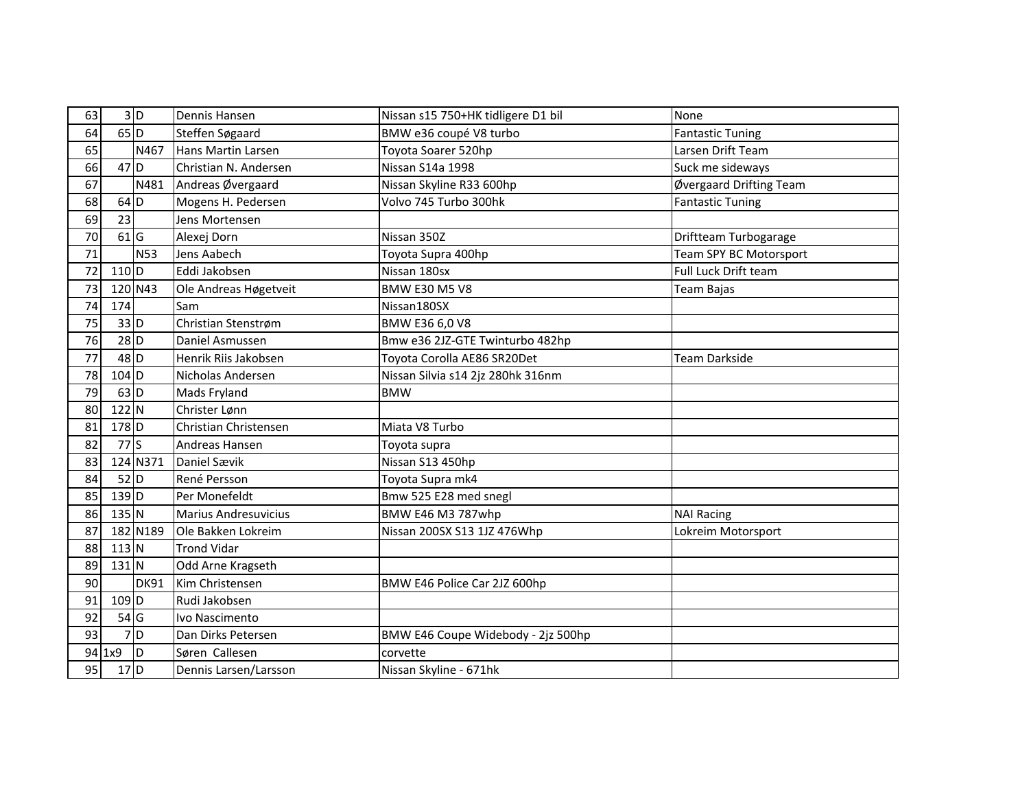| | | | | | |
|---|---|---|---|---|---|
| 63 | 3 | D | Dennis Hansen | Nissan s15 750+HK tidligere D1 bil | None |
| 64 | 65 | D | Steffen Søgaard | BMW e36 coupé V8 turbo | Fantastic Tuning |
| 65 | | N467 | Hans Martin Larsen | Toyota Soarer 520hp | Larsen Drift Team |
| 66 | 47 | D | Christian N. Andersen | Nissan S14a 1998 | Suck me sideways |
| 67 | | N481 | Andreas Øvergaard | Nissan Skyline R33 600hp | Øvergaard Drifting Team |
| 68 | 64 | D | Mogens H. Pedersen | Volvo 745 Turbo 300hk | Fantastic Tuning |
| 69 | 23 | | Jens Mortensen | | |
| 70 | 61 | G | Alexej Dorn | Nissan 350Z | Driftteam Turbogarage |
| 71 | | N53 | Jens Aabech | Toyota Supra 400hp | Team SPY BC Motorsport |
| 72 | 110 | D | Eddi Jakobsen | Nissan 180sx | Full Luck Drift team |
| 73 | 120 | N43 | Ole Andreas Høgetveit | BMW E30 M5 V8 | Team Bajas |
| 74 | 174 | | Sam | Nissan180SX | |
| 75 | 33 | D | Christian Stenstrøm | BMW E36 6,0 V8 | |
| 76 | 28 | D | Daniel Asmussen | Bmw e36 2JZ-GTE Twinturbo 482hp | |
| 77 | 48 | D | Henrik Riis Jakobsen | Toyota Corolla AE86 SR20Det | Team Darkside |
| 78 | 104 | D | Nicholas Andersen | Nissan Silvia s14 2jz 280hk 316nm | |
| 79 | 63 | D | Mads Fryland | BMW | |
| 80 | 122 | N | Christer Lønn | | |
| 81 | 178 | D | Christian Christensen | Miata V8 Turbo | |
| 82 | 77 | S | Andreas Hansen | Toyota supra | |
| 83 | 124 | N371 | Daniel Sævik | Nissan S13 450hp | |
| 84 | 52 | D | René Persson | Toyota Supra mk4 | |
| 85 | 139 | D | Per Monefeldt | Bmw 525 E28 med snegl | |
| 86 | 135 | N | Marius Andresuvicius | BMW E46 M3 787whp | NAI Racing |
| 87 | 182 | N189 | Ole Bakken Lokreim | Nissan 200SX S13 1JZ 476Whp | Lokreim Motorsport |
| 88 | 113 | N | Trond Vidar | | |
| 89 | 131 | N | Odd Arne Kragseth | | |
| 90 | | DK91 | Kim Christensen | BMW E46 Police Car 2JZ 600hp | |
| 91 | 109 | D | Rudi Jakobsen | | |
| 92 | 54 | G | Ivo Nascimento | | |
| 93 | 7 | D | Dan Dirks Petersen | BMW E46 Coupe Widebody - 2jz 500hp | |
| 94 | 1x9 | D | Søren Callesen | corvette | |
| 95 | 17 | D | Dennis Larsen/Larsson | Nissan Skyline - 671hk | |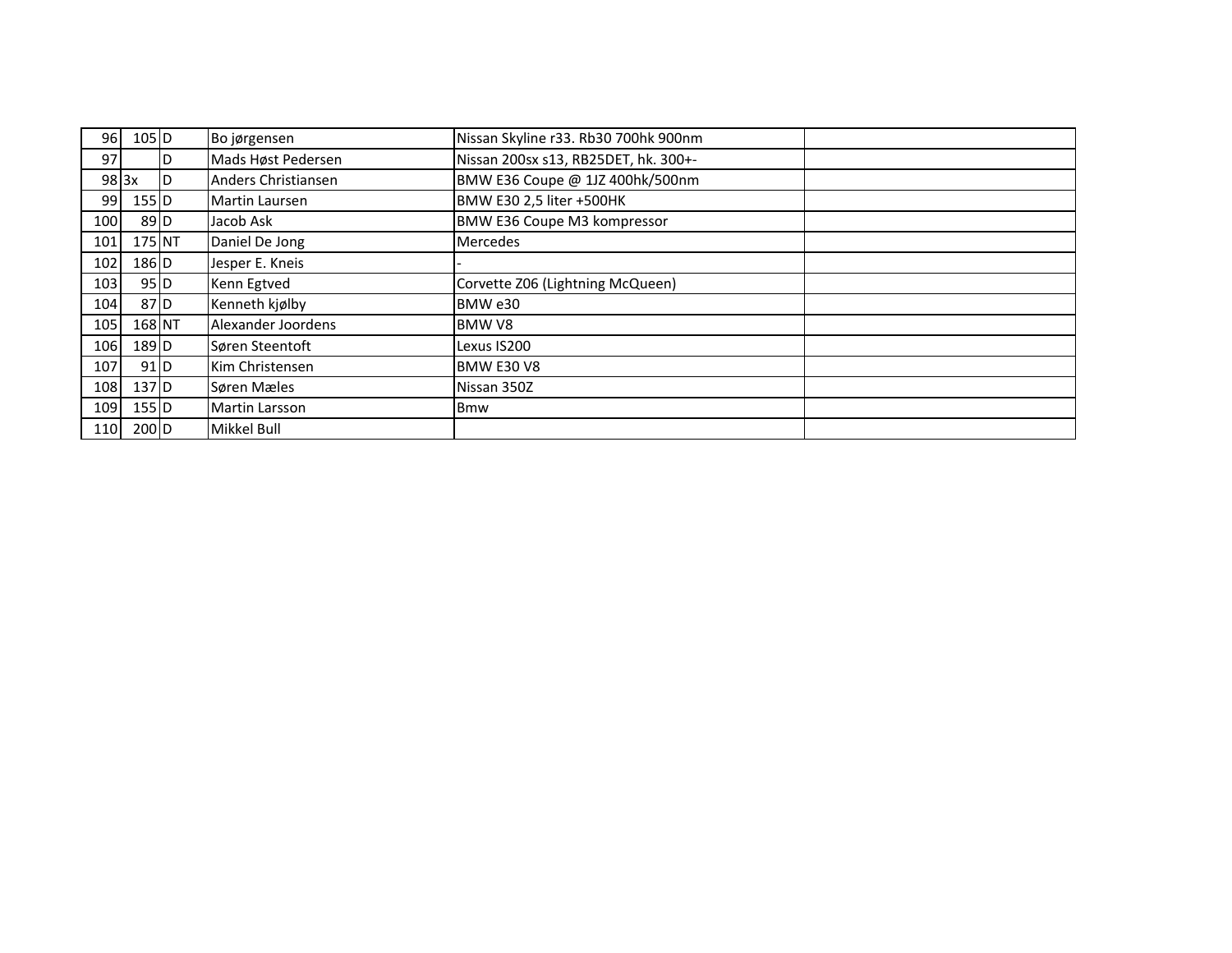| | | | | | |
|---|---|---|---|---|---|
| 96 | 105 | D | Bo jørgensen | Nissan Skyline r33. Rb30 700hk 900nm | |
| 97 | | D | Mads Høst Pedersen | Nissan 200sx s13, RB25DET, hk. 300+- | |
| 98 | 3x | D | Anders Christiansen | BMW E36 Coupe @ 1JZ 400hk/500nm | |
| 99 | 155 | D | Martin Laursen | BMW E30 2,5 liter +500HK | |
| 100 | 89 | D | Jacob Ask | BMW E36 Coupe M3 kompressor | |
| 101 | 175 | NT | Daniel De Jong | Mercedes | |
| 102 | 186 | D | Jesper E. Kneis | - | |
| 103 | 95 | D | Kenn Egtved | Corvette Z06 (Lightning McQueen) | |
| 104 | 87 | D | Kenneth kjølby | BMW e30 | |
| 105 | 168 | NT | Alexander Joordens | BMW V8 | |
| 106 | 189 | D | Søren Steentoft | Lexus IS200 | |
| 107 | 91 | D | Kim Christensen | BMW E30 V8 | |
| 108 | 137 | D | Søren Mæles | Nissan 350Z | |
| 109 | 155 | D | Martin Larsson | Bmw | |
| 110 | 200 | D | Mikkel Bull | | |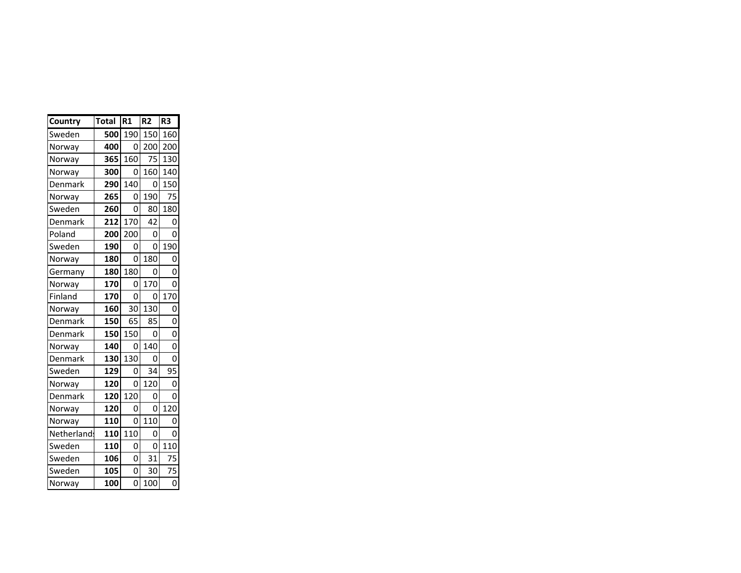| Country | Total | R1 | R2 | R3 |
| --- | --- | --- | --- | --- |
| Sweden | **500** | 190 | 150 | 160 |
| Norway | **400** | 0 | 200 | 200 |
| Norway | **365** | 160 | 75 | 130 |
| Norway | **300** | 0 | 160 | 140 |
| Denmark | **290** | 140 | 0 | 150 |
| Norway | **265** | 0 | 190 | 75 |
| Sweden | **260** | 0 | 80 | 180 |
| Denmark | **212** | 170 | 42 | 0 |
| Poland | **200** | 200 | 0 | 0 |
| Sweden | **190** | 0 | 0 | 190 |
| Norway | **180** | 0 | 180 | 0 |
| Germany | **180** | 180 | 0 | 0 |
| Norway | **170** | 0 | 170 | 0 |
| Finland | **170** | 0 | 0 | 170 |
| Norway | **160** | 30 | 130 | 0 |
| Denmark | **150** | 65 | 85 | 0 |
| Denmark | **150** | 150 | 0 | 0 |
| Norway | **140** | 0 | 140 | 0 |
| Denmark | **130** | 130 | 0 | 0 |
| Sweden | **129** | 0 | 34 | 95 |
| Norway | **120** | 0 | 120 | 0 |
| Denmark | **120** | 120 | 0 | 0 |
| Norway | **120** | 0 | 0 | 120 |
| Norway | **110** | 0 | 110 | 0 |
| Netherlands | **110** | 110 | 0 | 0 |
| Sweden | **110** | 0 | 0 | 110 |
| Sweden | **106** | 0 | 31 | 75 |
| Sweden | **105** | 0 | 30 | 75 |
| Norway | **100** | 0 | 100 | 0 |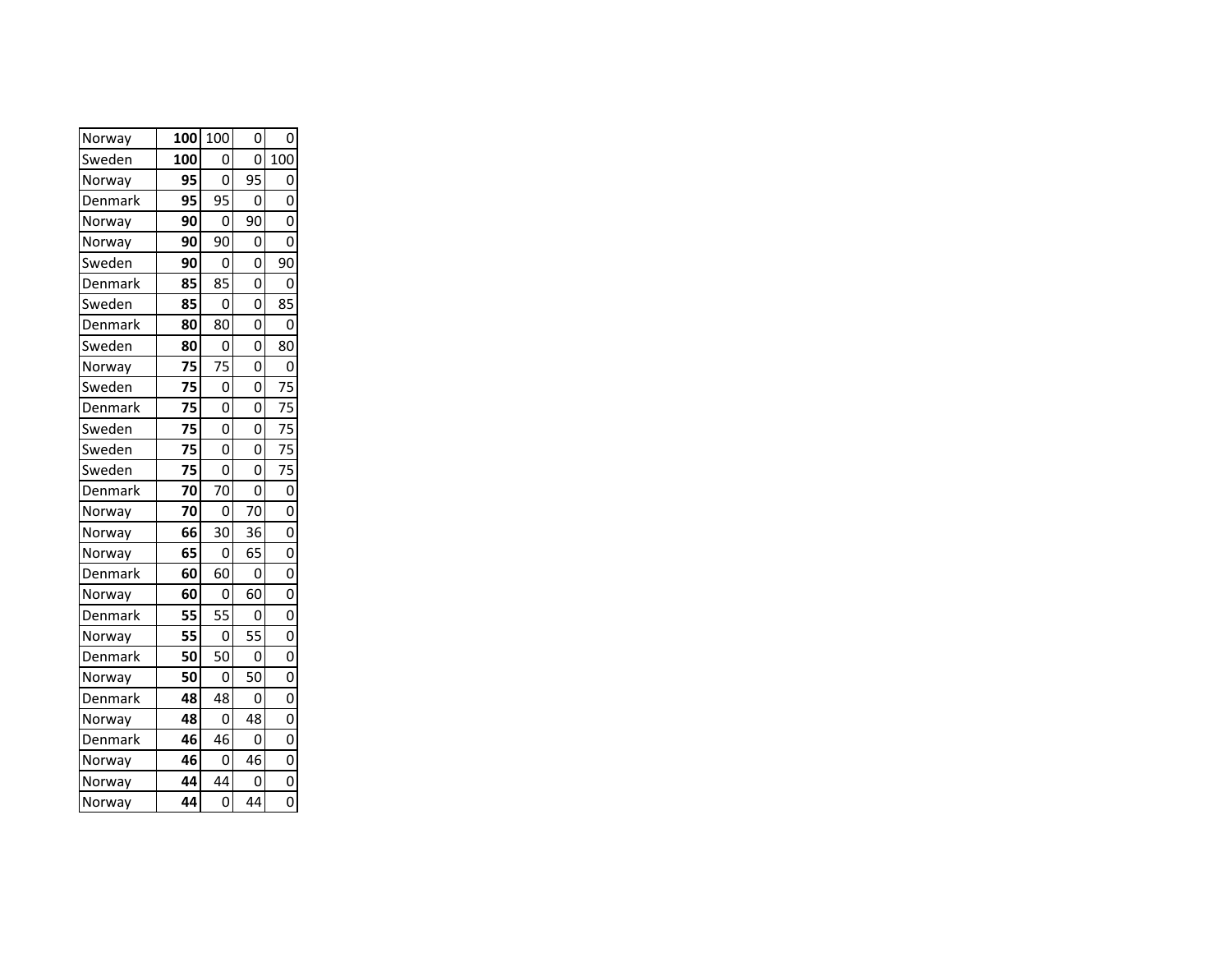| | | | | |
|---|---|---|---|---|
| Norway | **100** | 100 | 0 | 0 |
| Sweden | **100** | 0 | 0 | 100 |
| Norway | **95** | 0 | 95 | 0 |
| Denmark | **95** | 95 | 0 | 0 |
| Norway | **90** | 0 | 90 | 0 |
| Norway | **90** | 90 | 0 | 0 |
| Sweden | **90** | 0 | 0 | 90 |
| Denmark | **85** | 85 | 0 | 0 |
| Sweden | **85** | 0 | 0 | 85 |
| Denmark | **80** | 80 | 0 | 0 |
| Sweden | **80** | 0 | 0 | 80 |
| Norway | **75** | 75 | 0 | 0 |
| Sweden | **75** | 0 | 0 | 75 |
| Denmark | **75** | 0 | 0 | 75 |
| Sweden | **75** | 0 | 0 | 75 |
| Sweden | **75** | 0 | 0 | 75 |
| Sweden | **75** | 0 | 0 | 75 |
| Denmark | **70** | 70 | 0 | 0 |
| Norway | **70** | 0 | 70 | 0 |
| Norway | **66** | 30 | 36 | 0 |
| Norway | **65** | 0 | 65 | 0 |
| Denmark | **60** | 60 | 0 | 0 |
| Norway | **60** | 0 | 60 | 0 |
| Denmark | **55** | 55 | 0 | 0 |
| Norway | **55** | 0 | 55 | 0 |
| Denmark | **50** | 50 | 0 | 0 |
| Norway | **50** | 0 | 50 | 0 |
| Denmark | **48** | 48 | 0 | 0 |
| Norway | **48** | 0 | 48 | 0 |
| Denmark | **46** | 46 | 0 | 0 |
| Norway | **46** | 0 | 46 | 0 |
| Norway | **44** | 44 | 0 | 0 |
| Norway | **44** | 0 | 44 | 0 |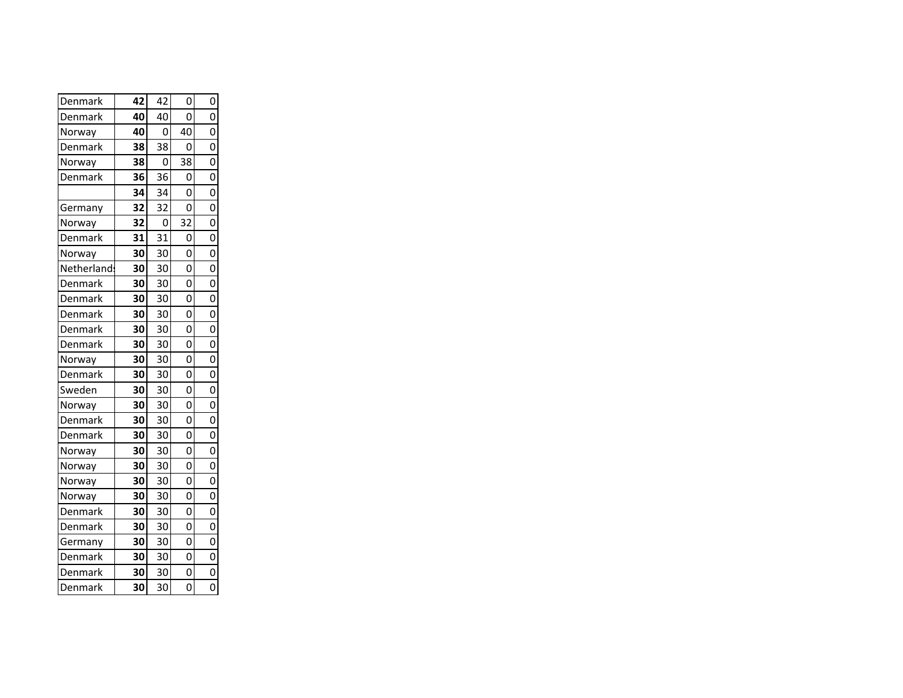| | | | | |
|---|---|---|---|---|
| Denmark | **42** | 42 | 0 | 0 |
| Denmark | **40** | 40 | 0 | 0 |
| Norway | **40** | 0 | 40 | 0 |
| Denmark | **38** | 38 | 0 | 0 |
| Norway | **38** | 0 | 38 | 0 |
| Denmark | **36** | 36 | 0 | 0 |
| | **34** | 34 | 0 | 0 |
| Germany | **32** | 32 | 0 | 0 |
| Norway | **32** | 0 | 32 | 0 |
| Denmark | **31** | 31 | 0 | 0 |
| Norway | **30** | 30 | 0 | 0 |
| Netherlands | **30** | 30 | 0 | 0 |
| Denmark | **30** | 30 | 0 | 0 |
| Denmark | **30** | 30 | 0 | 0 |
| Denmark | **30** | 30 | 0 | 0 |
| Denmark | **30** | 30 | 0 | 0 |
| Denmark | **30** | 30 | 0 | 0 |
| Norway | **30** | 30 | 0 | 0 |
| Denmark | **30** | 30 | 0 | 0 |
| Sweden | **30** | 30 | 0 | 0 |
| Norway | **30** | 30 | 0 | 0 |
| Denmark | **30** | 30 | 0 | 0 |
| Denmark | **30** | 30 | 0 | 0 |
| Norway | **30** | 30 | 0 | 0 |
| Norway | **30** | 30 | 0 | 0 |
| Norway | **30** | 30 | 0 | 0 |
| Norway | **30** | 30 | 0 | 0 |
| Denmark | **30** | 30 | 0 | 0 |
| Denmark | **30** | 30 | 0 | 0 |
| Germany | **30** | 30 | 0 | 0 |
| Denmark | **30** | 30 | 0 | 0 |
| Denmark | **30** | 30 | 0 | 0 |
| Denmark | **30** | 30 | 0 | 0 |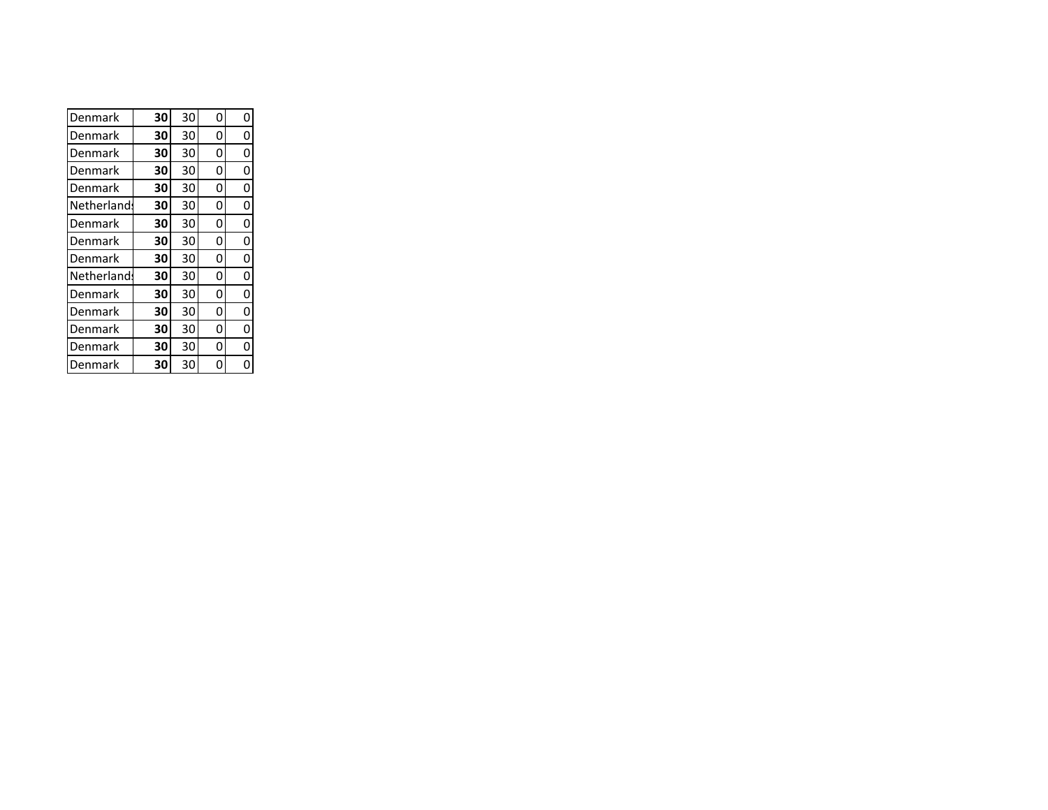| | | | | |
|---|---|---|---|---|
| Denmark | **30** | 30 | 0 | 0 |
| Denmark | **30** | 30 | 0 | 0 |
| Denmark | **30** | 30 | 0 | 0 |
| Denmark | **30** | 30 | 0 | 0 |
| Denmark | **30** | 30 | 0 | 0 |
| Netherlands | **30** | 30 | 0 | 0 |
| Denmark | **30** | 30 | 0 | 0 |
| Denmark | **30** | 30 | 0 | 0 |
| Denmark | **30** | 30 | 0 | 0 |
| Netherlands | **30** | 30 | 0 | 0 |
| Denmark | **30** | 30 | 0 | 0 |
| Denmark | **30** | 30 | 0 | 0 |
| Denmark | **30** | 30 | 0 | 0 |
| Denmark | **30** | 30 | 0 | 0 |
| Denmark | **30** | 30 | 0 | 0 |